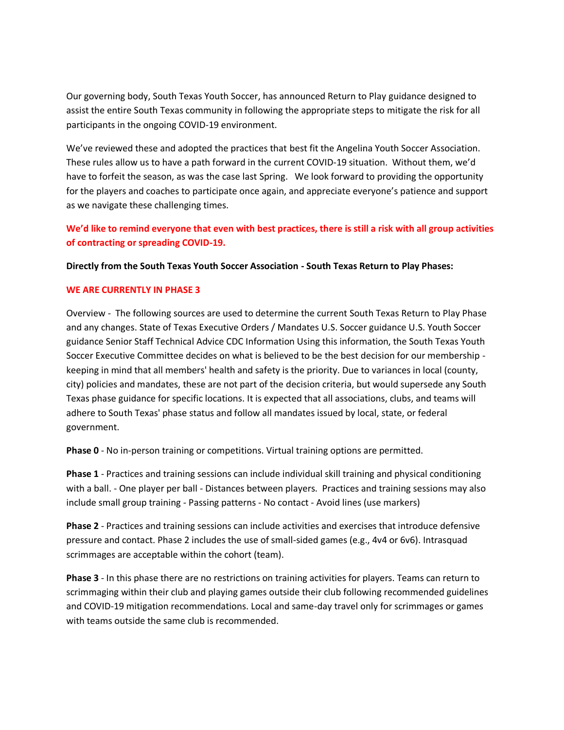Our governing body, South Texas Youth Soccer, has announced Return to Play guidance designed to assist the entire South Texas community in following the appropriate steps to mitigate the risk for all participants in the ongoing COVID-19 environment.

We've reviewed these and adopted the practices that best fit the Angelina Youth Soccer Association. These rules allow us to have a path forward in the current COVID-19 situation. Without them, we'd have to forfeit the season, as was the case last Spring. We look forward to providing the opportunity for the players and coaches to participate once again, and appreciate everyone's patience and support as we navigate these challenging times.

**We'd like to remind everyone that even with best practices, there is still a risk with all group activities of contracting or spreading COVID-19.**

**Directly from the South Texas Youth Soccer Association - South Texas Return to Play Phases:**

**WE ARE CURRENTLY IN PHASE 3**

Overview - The following sources are used to determine the current South Texas Return to Play Phase and any changes. State of Texas Executive Orders / Mandates U.S. Soccer guidance U.S. Youth Soccer guidance Senior Staff Technical Advice CDC Information Using this information, the South Texas Youth Soccer Executive Committee decides on what is believed to be the best decision for our membership - keeping in mind that all members' health and safety is the priority. Due to variances in local (county, city) policies and mandates, these are not part of the decision criteria, but would supersede any South Texas phase guidance for specific locations. It is expected that all associations, clubs, and teams will adhere to South Texas' phase status and follow all mandates issued by local, state, or federal government.

**Phase 0** - No in-person training or competitions. Virtual training options are permitted.

**Phase 1** - Practices and training sessions can include individual skill training and physical conditioning with a ball. - One player per ball - Distances between players. Practices and training sessions may also include small group training - Passing patterns - No contact - Avoid lines (use markers)

**Phase 2** - Practices and training sessions can include activities and exercises that introduce defensive pressure and contact. Phase 2 includes the use of small-sided games (e.g., 4v4 or 6v6). Intrasquad scrimmages are acceptable within the cohort (team).

**Phase 3** - In this phase there are no restrictions on training activities for players. Teams can return to scrimmaging within their club and playing games outside their club following recommended guidelines and COVID-19 mitigation recommendations. Local and same-day travel only for scrimmages or games with teams outside the same club is recommended.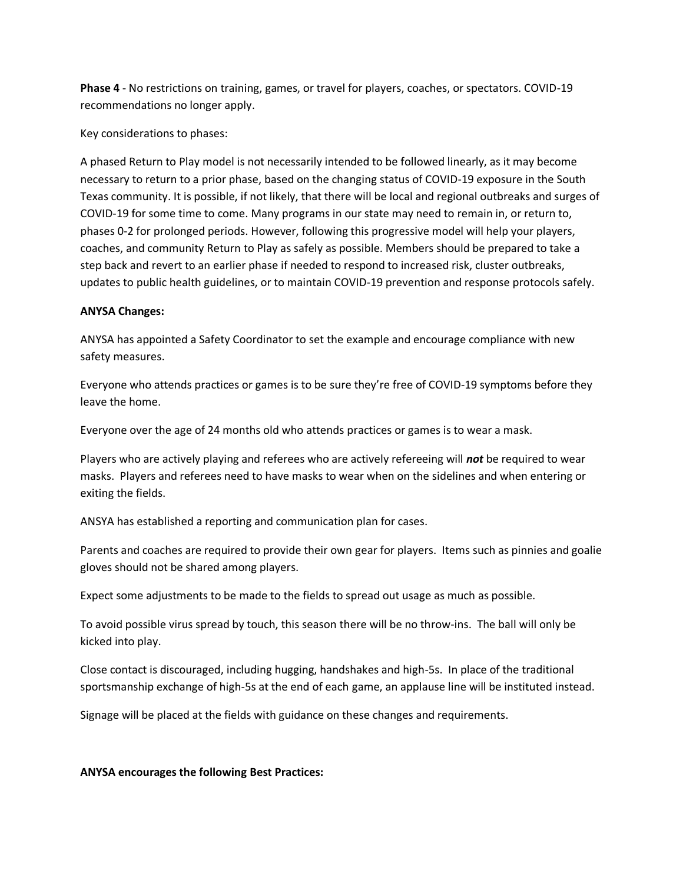**Phase 4** - No restrictions on training, games, or travel for players, coaches, or spectators. COVID-19 recommendations no longer apply.

Key considerations to phases:

A phased Return to Play model is not necessarily intended to be followed linearly, as it may become necessary to return to a prior phase, based on the changing status of COVID-19 exposure in the South Texas community. It is possible, if not likely, that there will be local and regional outbreaks and surges of COVID-19 for some time to come. Many programs in our state may need to remain in, or return to, phases 0-2 for prolonged periods. However, following this progressive model will help your players, coaches, and community Return to Play as safely as possible. Members should be prepared to take a step back and revert to an earlier phase if needed to respond to increased risk, cluster outbreaks, updates to public health guidelines, or to maintain COVID-19 prevention and response protocols safely.

**ANYSA Changes:**

ANYSA has appointed a Safety Coordinator to set the example and encourage compliance with new safety measures.

Everyone who attends practices or games is to be sure they're free of COVID-19 symptoms before they leave the home.

Everyone over the age of 24 months old who attends practices or games is to wear a mask.

Players who are actively playing and referees who are actively refereeing will ***not*** be required to wear masks. Players and referees need to have masks to wear when on the sidelines and when entering or exiting the fields.

ANSYA has established a reporting and communication plan for cases.

Parents and coaches are required to provide their own gear for players. Items such as pinnies and goalie gloves should not be shared among players.

Expect some adjustments to be made to the fields to spread out usage as much as possible.

To avoid possible virus spread by touch, this season there will be no throw-ins. The ball will only be kicked into play.

Close contact is discouraged, including hugging, handshakes and high-5s. In place of the traditional sportsmanship exchange of high-5s at the end of each game, an applause line will be instituted instead.

Signage will be placed at the fields with guidance on these changes and requirements.

**ANYSA encourages the following Best Practices:**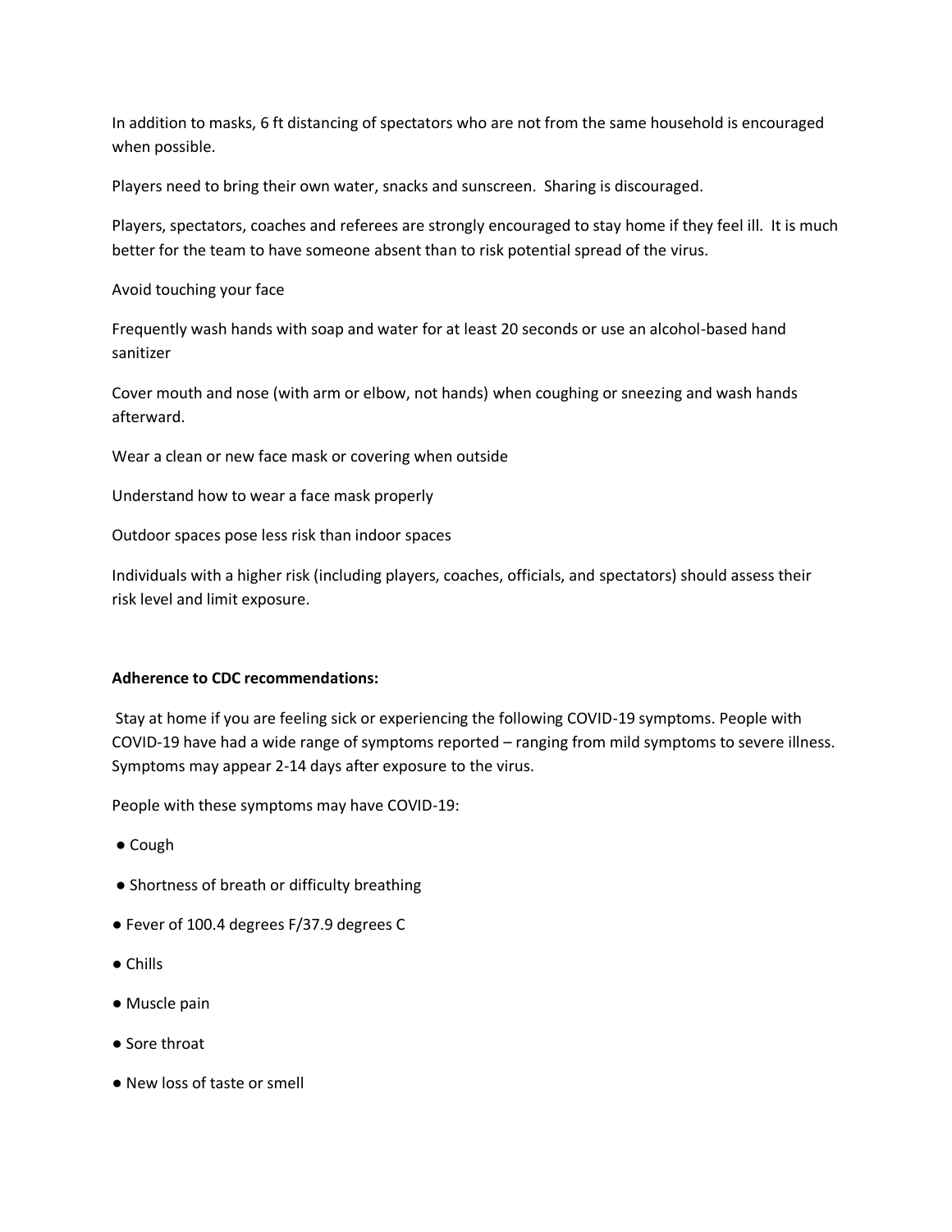In addition to masks, 6 ft distancing of spectators who are not from the same household is encouraged when possible.

Players need to bring their own water, snacks and sunscreen. Sharing is discouraged.

Players, spectators, coaches and referees are strongly encouraged to stay home if they feel ill. It is much better for the team to have someone absent than to risk potential spread of the virus.

Avoid touching your face

Frequently wash hands with soap and water for at least 20 seconds or use an alcohol-based hand sanitizer

Cover mouth and nose (with arm or elbow, not hands) when coughing or sneezing and wash hands afterward.

Wear a clean or new face mask or covering when outside

Understand how to wear a face mask properly

Outdoor spaces pose less risk than indoor spaces

Individuals with a higher risk (including players, coaches, officials, and spectators) should assess their risk level and limit exposure.

**Adherence to CDC recommendations:**

Stay at home if you are feeling sick or experiencing the following COVID-19 symptoms. People with COVID-19 have had a wide range of symptoms reported – ranging from mild symptoms to severe illness. Symptoms may appear 2-14 days after exposure to the virus.

People with these symptoms may have COVID-19:

- Cough
- Shortness of breath or difficulty breathing
- Fever of 100.4 degrees F/37.9 degrees C
- Chills
- Muscle pain
- Sore throat
- New loss of taste or smell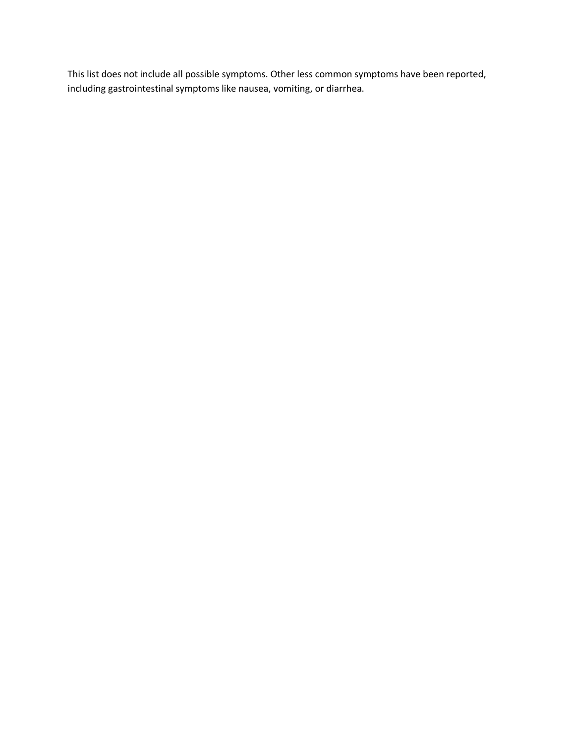This list does not include all possible symptoms. Other less common symptoms have been reported, including gastrointestinal symptoms like nausea, vomiting, or diarrhea.